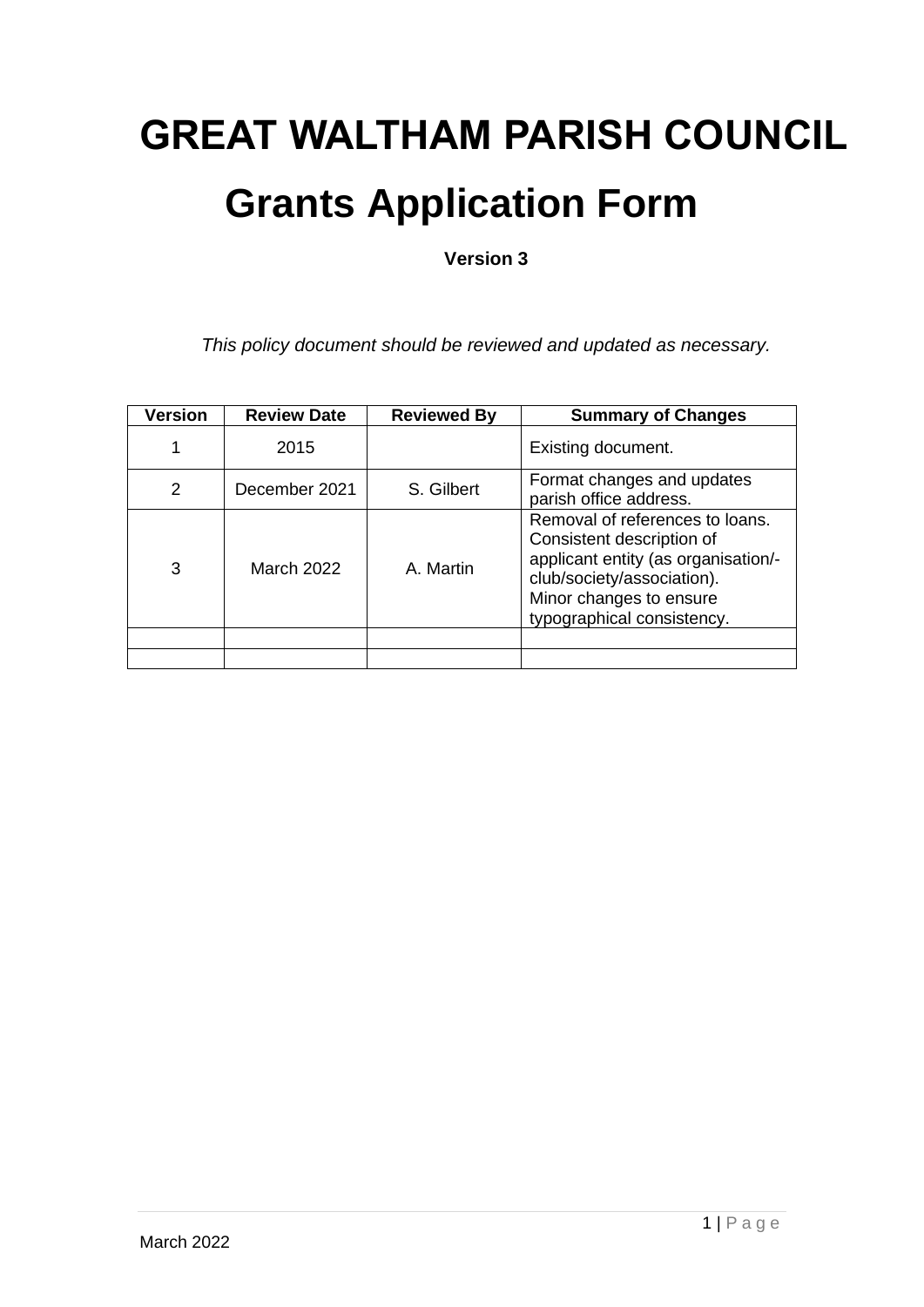# GREAT WALTHAM PARISH COUNCIL

# Grants Application Form

**Version 3**

*This policy document should be reviewed and updated as necessary.*

| Version | Review Date | Reviewed By | Summary of Changes |
|---|---|---|---|
| 1 | 2015 | | Existing document. |
| 2 | December 2021 | S. Gilbert | Format changes and updates parish office address. |
| 3 | March 2022 | A. Martin | Removal of references to loans. Consistent description of applicant entity (as organisation/-club/society/association). Minor changes to ensure typographical consistency. |
| | | | |
| | | | |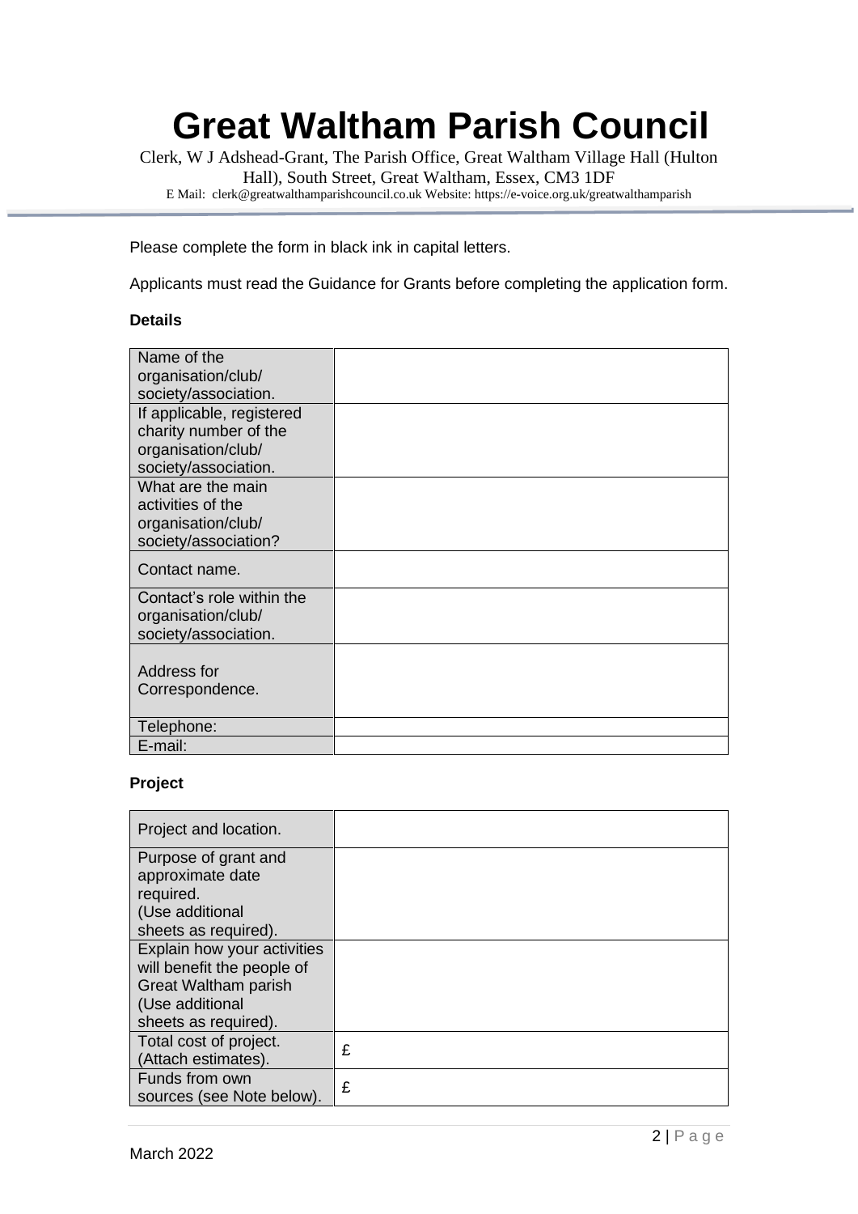# Great Waltham Parish Council

Clerk, W J Adshead-Grant, The Parish Office, Great Waltham Village Hall (Hulton Hall), South Street, Great Waltham, Essex, CM3 1DF

E Mail: clerk@greatwalthamparishcouncil.co.uk Website: https://e-voice.org.uk/greatwalthamparish

Please complete the form in black ink in capital letters.

Applicants must read the Guidance for Grants before completing the application form.

**Details**

| | |
|---|---|
| Name of the organisation/club/ society/association. | |
| If applicable, registered charity number of the organisation/club/ society/association. | |
| What are the main activities of the organisation/club/ society/association? | |
| Contact name. | |
| Contact's role within the organisation/club/ society/association. | |
| Address for Correspondence. | |
| Telephone: | |
| E-mail: | |

**Project**

| | |
|---|---|
| Project and location. | |
| Purpose of grant and approximate date required. (Use additional sheets as required). | |
| Explain how your activities will benefit the people of Great Waltham parish (Use additional sheets as required). | |
| Total cost of project. (Attach estimates). | £ |
| Funds from own sources (see Note below). | £ |

March 2022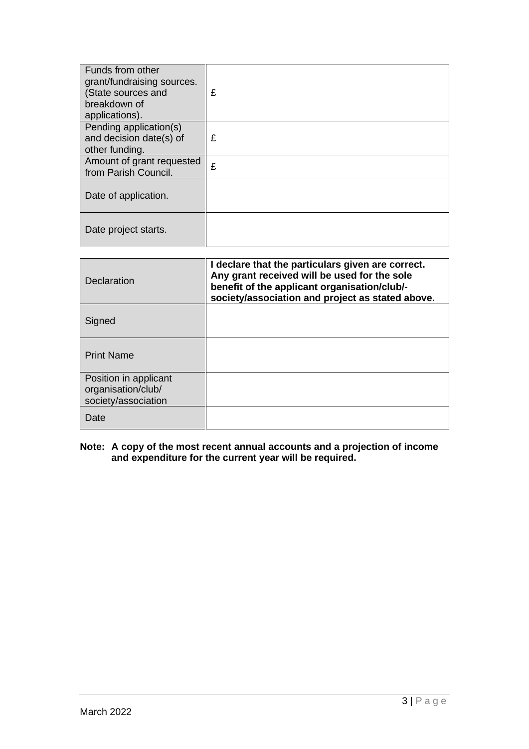| | |
|---|---|
| Funds from other grant/fundraising sources. (State sources and breakdown of applications). | £ |
| Pending application(s) and decision date(s) of other funding. | £ |
| Amount of grant requested from Parish Council. | £ |
| Date of application. | |
| Date project starts. | |

| | |
|---|---|
| Declaration | **I declare that the particulars given are correct. Any grant received will be used for the sole benefit of the applicant organisation/club/-society/association and project as stated above.** |
| Signed | |
| Print Name | |
| Position in applicant organisation/club/ society/association | |
| Date | |

**Note: A copy of the most recent annual accounts and a projection of income and expenditure for the current year will be required.**

March 2022